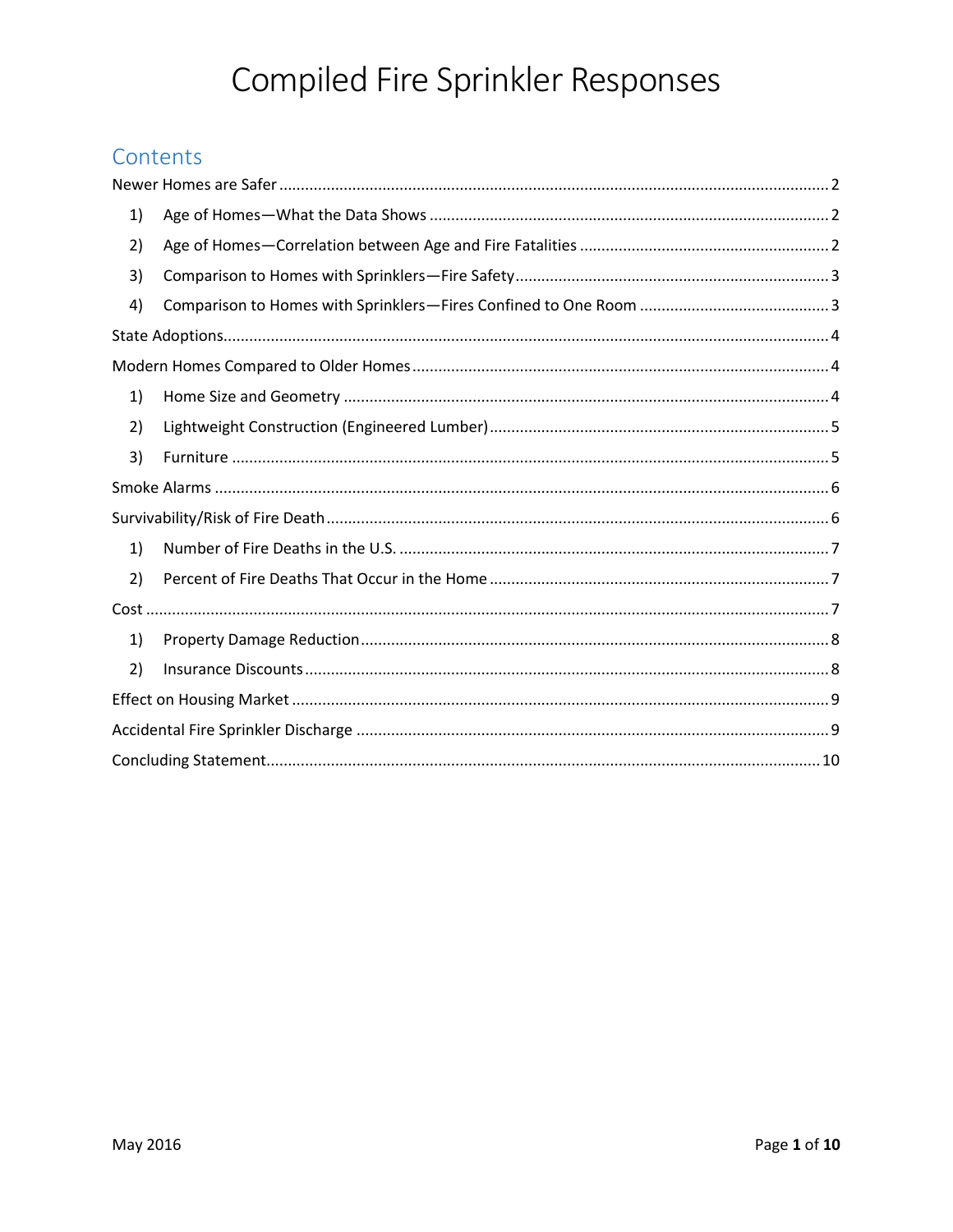# Compiled Fire Sprinkler Responses

## Contents

Newer Homes are Safer .......... 2

1) Age of Homes—What the Data Shows .......... 2
2) Age of Homes—Correlation between Age and Fire Fatalities .......... 2
3) Comparison to Homes with Sprinklers—Fire Safety .......... 3
4) Comparison to Homes with Sprinklers—Fires Confined to One Room .......... 3

State Adoptions .......... 4

Modern Homes Compared to Older Homes .......... 4

1) Home Size and Geometry .......... 4
2) Lightweight Construction (Engineered Lumber) .......... 5
3) Furniture .......... 5

Smoke Alarms .......... 6

Survivability/Risk of Fire Death .......... 6

1) Number of Fire Deaths in the U.S. .......... 7
2) Percent of Fire Deaths That Occur in the Home .......... 7

Cost .......... 7

1) Property Damage Reduction .......... 8
2) Insurance Discounts .......... 8

Effect on Housing Market .......... 9

Accidental Fire Sprinkler Discharge .......... 9

Concluding Statement .......... 10

May 2016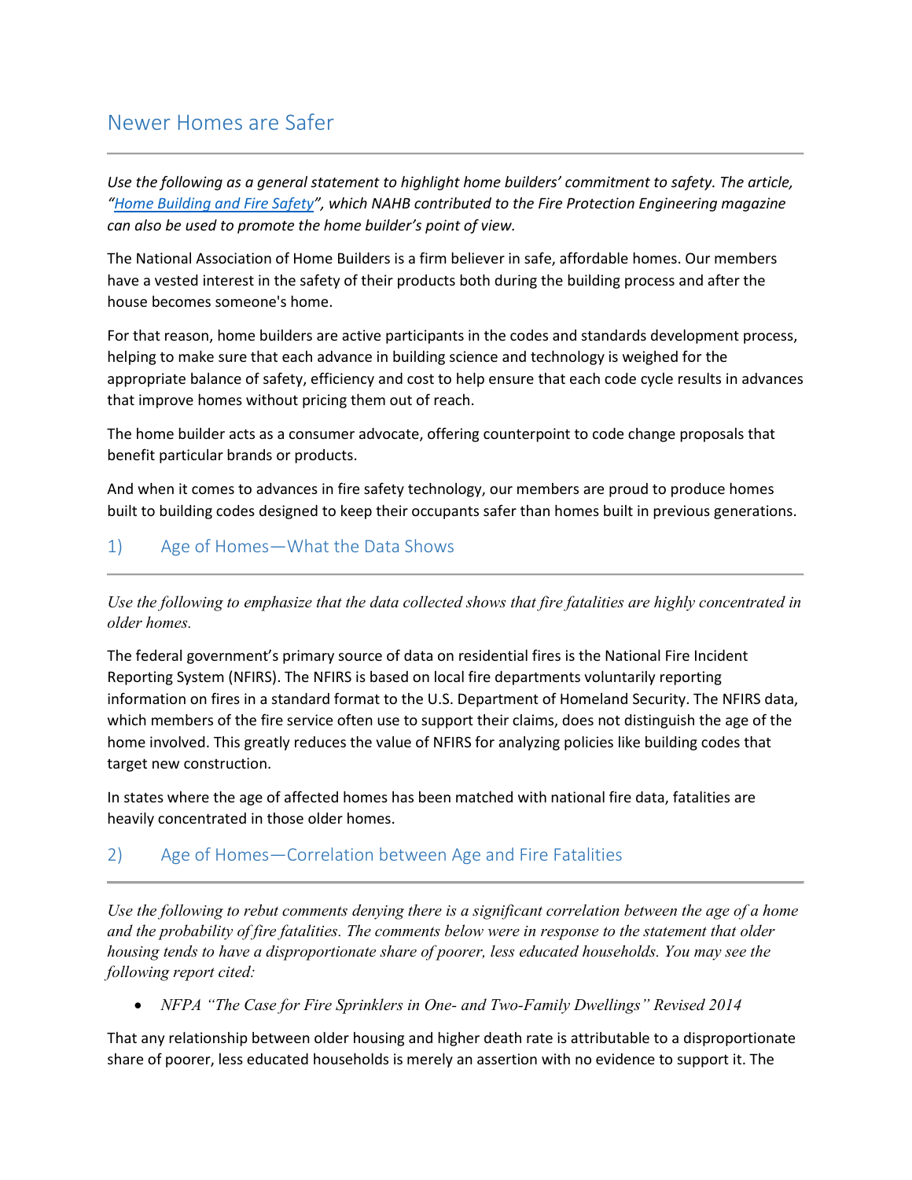## Newer Homes are Safer

*Use the following as a general statement to highlight home builders' commitment to safety. The article, "[Home Building and Fire Safety](#)", which NAHB contributed to the Fire Protection Engineering magazine can also be used to promote the home builder's point of view.*

The National Association of Home Builders is a firm believer in safe, affordable homes. Our members have a vested interest in the safety of their products both during the building process and after the house becomes someone's home.

For that reason, home builders are active participants in the codes and standards development process, helping to make sure that each advance in building science and technology is weighed for the appropriate balance of safety, efficiency and cost to help ensure that each code cycle results in advances that improve homes without pricing them out of reach.

The home builder acts as a consumer advocate, offering counterpoint to code change proposals that benefit particular brands or products.

And when it comes to advances in fire safety technology, our members are proud to produce homes built to building codes designed to keep their occupants safer than homes built in previous generations.

### 1) Age of Homes—What the Data Shows

*Use the following to emphasize that the data collected shows that fire fatalities are highly concentrated in older homes.*

The federal government's primary source of data on residential fires is the National Fire Incident Reporting System (NFIRS). The NFIRS is based on local fire departments voluntarily reporting information on fires in a standard format to the U.S. Department of Homeland Security. The NFIRS data, which members of the fire service often use to support their claims, does not distinguish the age of the home involved. This greatly reduces the value of NFIRS for analyzing policies like building codes that target new construction.

In states where the age of affected homes has been matched with national fire data, fatalities are heavily concentrated in those older homes.

### 2) Age of Homes—Correlation between Age and Fire Fatalities

*Use the following to rebut comments denying there is a significant correlation between the age of a home and the probability of fire fatalities. The comments below were in response to the statement that older housing tends to have a disproportionate share of poorer, less educated households. You may see the following report cited:*

- *NFPA "The Case for Fire Sprinklers in One- and Two-Family Dwellings" Revised 2014*

That any relationship between older housing and higher death rate is attributable to a disproportionate share of poorer, less educated households is merely an assertion with no evidence to support it. The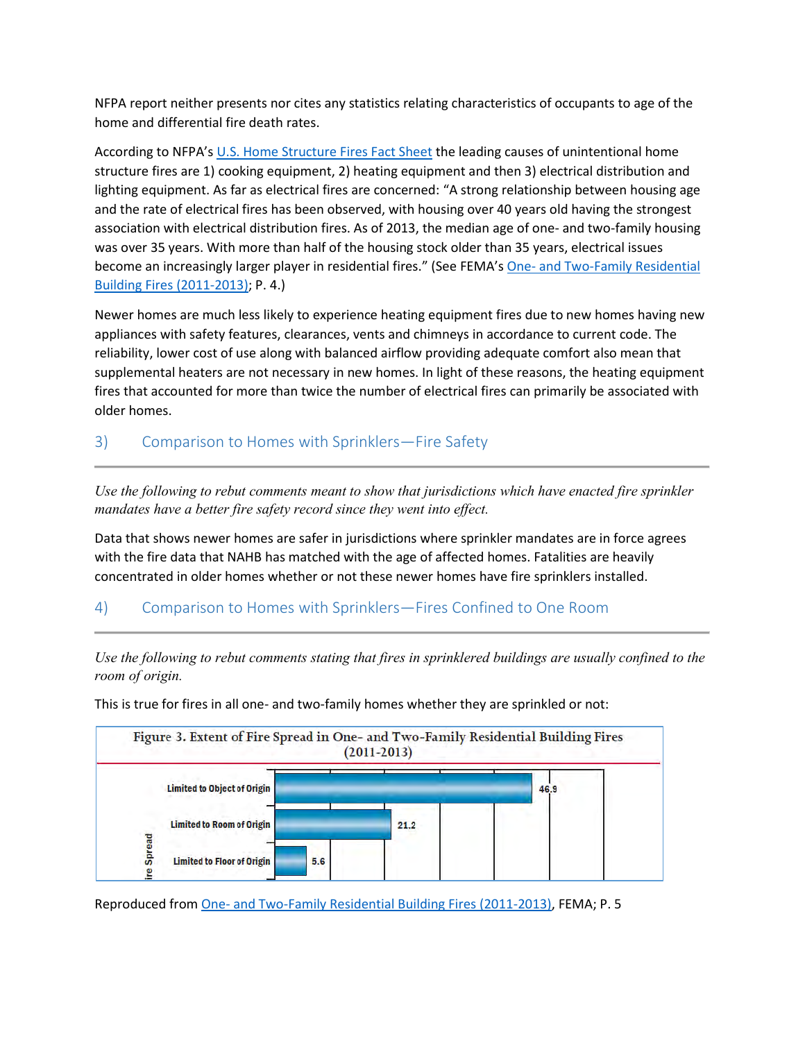NFPA report neither presents nor cites any statistics relating characteristics of occupants to age of the home and differential fire death rates.

According to NFPA's [U.S. Home Structure Fires Fact Sheet]() the leading causes of unintentional home structure fires are 1) cooking equipment, 2) heating equipment and then 3) electrical distribution and lighting equipment. As far as electrical fires are concerned: "A strong relationship between housing age and the rate of electrical fires has been observed, with housing over 40 years old having the strongest association with electrical distribution fires. As of 2013, the median age of one- and two-family housing was over 35 years. With more than half of the housing stock older than 35 years, electrical issues become an increasingly larger player in residential fires." (See FEMA's [One- and Two-Family Residential Building Fires (2011-2013)](); P. 4.)

Newer homes are much less likely to experience heating equipment fires due to new homes having new appliances with safety features, clearances, vents and chimneys in accordance to current code. The reliability, lower cost of use along with balanced airflow providing adequate comfort also mean that supplemental heaters are not necessary in new homes. In light of these reasons, the heating equipment fires that accounted for more than twice the number of electrical fires can primarily be associated with older homes.

## 3) Comparison to Homes with Sprinklers—Fire Safety

*Use the following to rebut comments meant to show that jurisdictions which have enacted fire sprinkler mandates have a better fire safety record since they went into effect.*

Data that shows newer homes are safer in jurisdictions where sprinkler mandates are in force agrees with the fire data that NAHB has matched with the age of affected homes. Fatalities are heavily concentrated in older homes whether or not these newer homes have fire sprinklers installed.

## 4) Comparison to Homes with Sprinklers—Fires Confined to One Room

*Use the following to rebut comments stating that fires in sprinklered buildings are usually confined to the room of origin.*

This is true for fires in all one- and two-family homes whether they are sprinkled or not:

**Figure 3. Extent of Fire Spread in One- and Two-Family Residential Building Fires (2011-2013)**

| Fire Spread | Percent |
|---|---|
| Limited to Object of Origin | 46.9 |
| Limited to Room of Origin | 21.2 |
| Limited to Floor of Origin | 5.6 |

Reproduced from [One- and Two-Family Residential Building Fires (2011-2013)](), FEMA; P. 5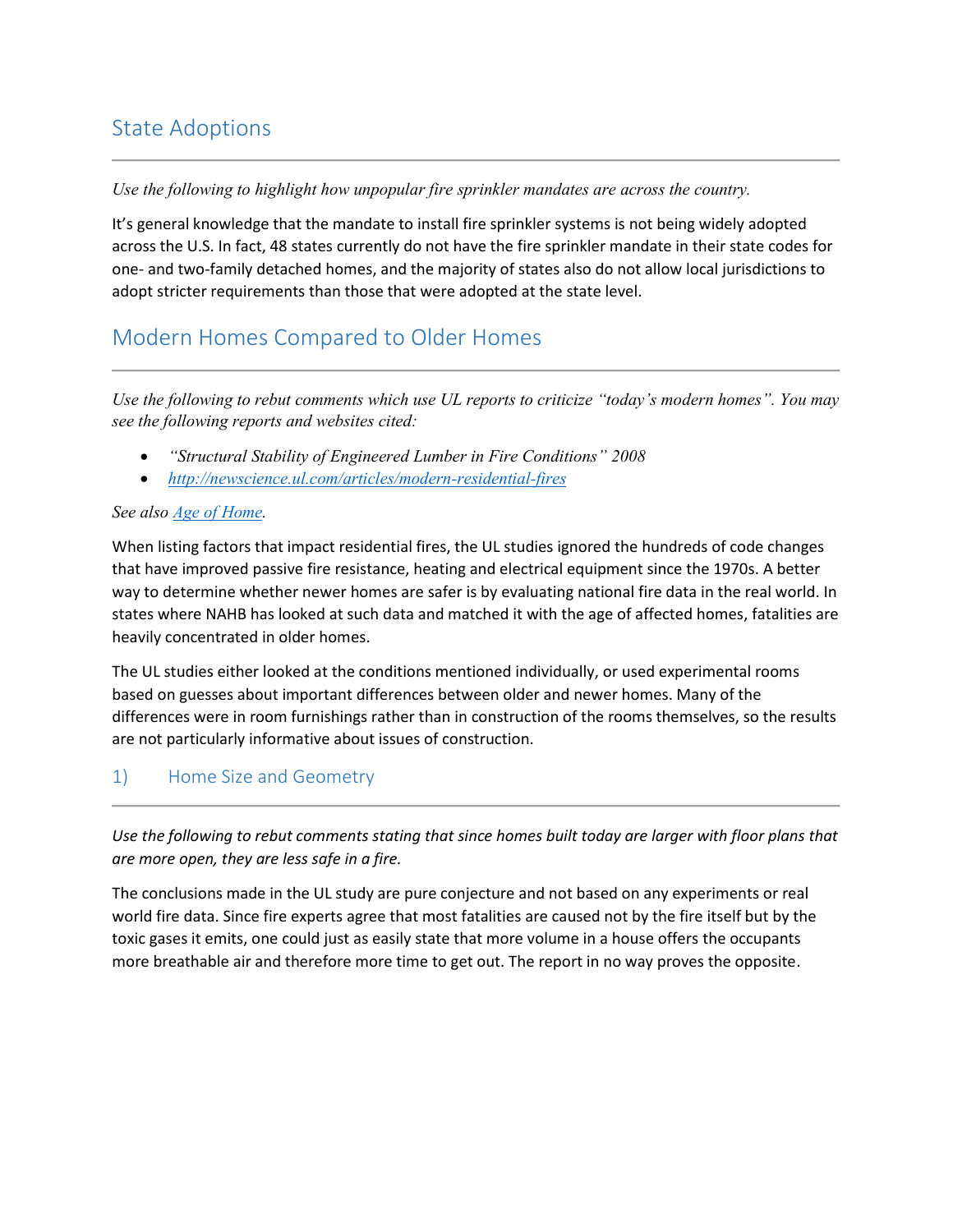## State Adoptions

*Use the following to highlight how unpopular fire sprinkler mandates are across the country.*

It's general knowledge that the mandate to install fire sprinkler systems is not being widely adopted across the U.S. In fact, 48 states currently do not have the fire sprinkler mandate in their state codes for one- and two-family detached homes, and the majority of states also do not allow local jurisdictions to adopt stricter requirements than those that were adopted at the state level.

## Modern Homes Compared to Older Homes

*Use the following to rebut comments which use UL reports to criticize "today's modern homes". You may see the following reports and websites cited:*

- *"Structural Stability of Engineered Lumber in Fire Conditions" 2008*
- *[http://newscience.ul.com/articles/modern-residential-fires](http://newscience.ul.com/articles/modern-residential-fires)*

*See also [Age of Home](#).*

When listing factors that impact residential fires, the UL studies ignored the hundreds of code changes that have improved passive fire resistance, heating and electrical equipment since the 1970s. A better way to determine whether newer homes are safer is by evaluating national fire data in the real world. In states where NAHB has looked at such data and matched it with the age of affected homes, fatalities are heavily concentrated in older homes.

The UL studies either looked at the conditions mentioned individually, or used experimental rooms based on guesses about important differences between older and newer homes. Many of the differences were in room furnishings rather than in construction of the rooms themselves, so the results are not particularly informative about issues of construction.

### 1) Home Size and Geometry

*Use the following to rebut comments stating that since homes built today are larger with floor plans that are more open, they are less safe in a fire.*

The conclusions made in the UL study are pure conjecture and not based on any experiments or real world fire data. Since fire experts agree that most fatalities are caused not by the fire itself but by the toxic gases it emits, one could just as easily state that more volume in a house offers the occupants more breathable air and therefore more time to get out. The report in no way proves the opposite.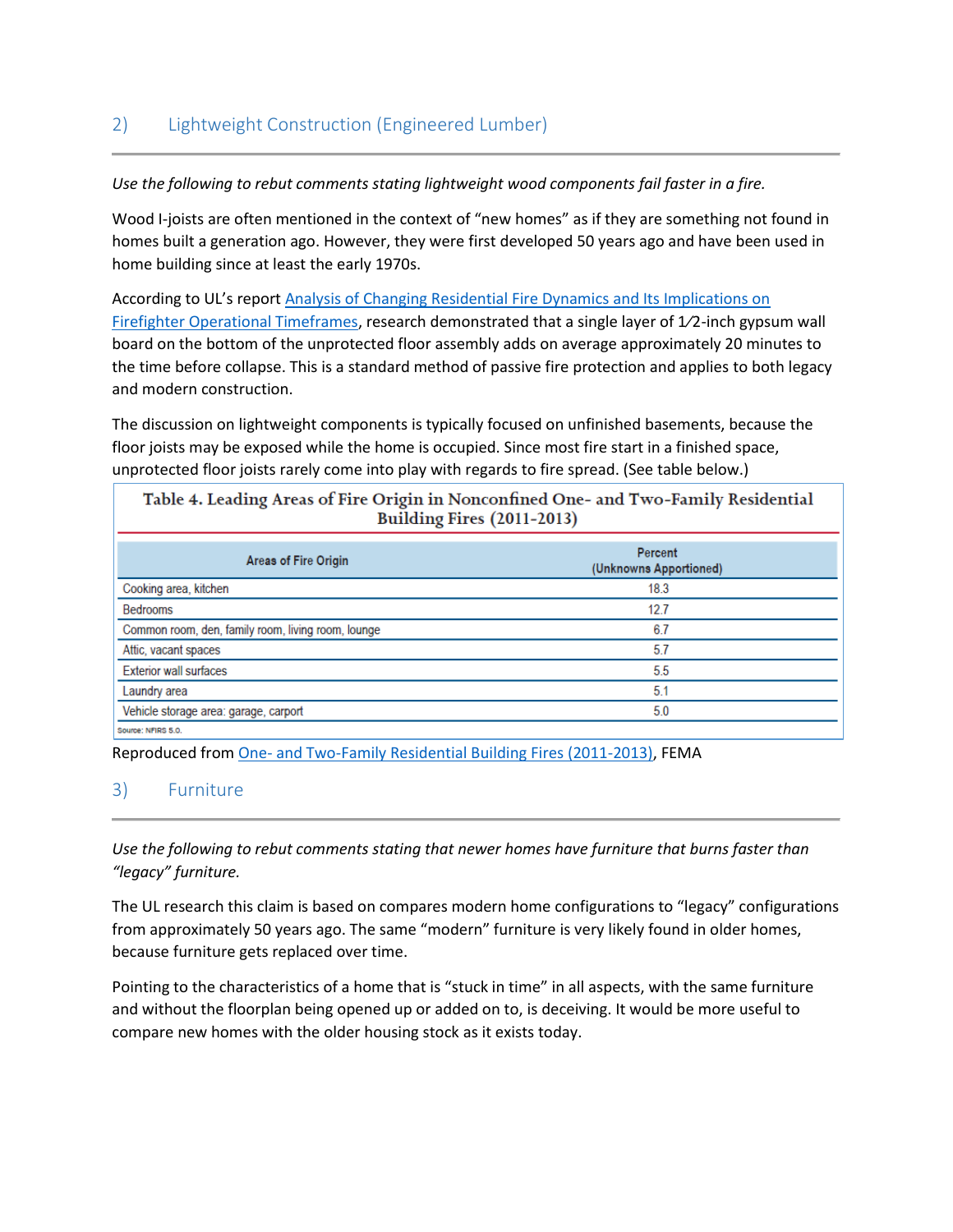## 2) Lightweight Construction (Engineered Lumber)

*Use the following to rebut comments stating lightweight wood components fail faster in a fire.*

Wood I-joists are often mentioned in the context of "new homes" as if they are something not found in homes built a generation ago. However, they were first developed 50 years ago and have been used in home building since at least the early 1970s.

According to UL's report [Analysis of Changing Residential Fire Dynamics and Its Implications on Firefighter Operational Timeframes](), research demonstrated that a single layer of 1⁄2-inch gypsum wall board on the bottom of the unprotected floor assembly adds on average approximately 20 minutes to the time before collapse. This is a standard method of passive fire protection and applies to both legacy and modern construction.

The discussion on lightweight components is typically focused on unfinished basements, because the floor joists may be exposed while the home is occupied. Since most fire start in a finished space, unprotected floor joists rarely come into play with regards to fire spread. (See table below.)

**Table 4. Leading Areas of Fire Origin in Nonconfined One- and Two-Family Residential Building Fires (2011-2013)**

| Areas of Fire Origin | Percent (Unknowns Apportioned) |
|---|---|
| Cooking area, kitchen | 18.3 |
| Bedrooms | 12.7 |
| Common room, den, family room, living room, lounge | 6.7 |
| Attic, vacant spaces | 5.7 |
| Exterior wall surfaces | 5.5 |
| Laundry area | 5.1 |
| Vehicle storage area: garage, carport | 5.0 |

Source: NFIRS 5.0.

Reproduced from [One- and Two-Family Residential Building Fires (2011-2013)](), FEMA

## 3) Furniture

*Use the following to rebut comments stating that newer homes have furniture that burns faster than "legacy" furniture.*

The UL research this claim is based on compares modern home configurations to "legacy" configurations from approximately 50 years ago. The same "modern" furniture is very likely found in older homes, because furniture gets replaced over time.

Pointing to the characteristics of a home that is "stuck in time" in all aspects, with the same furniture and without the floorplan being opened up or added on to, is deceiving. It would be more useful to compare new homes with the older housing stock as it exists today.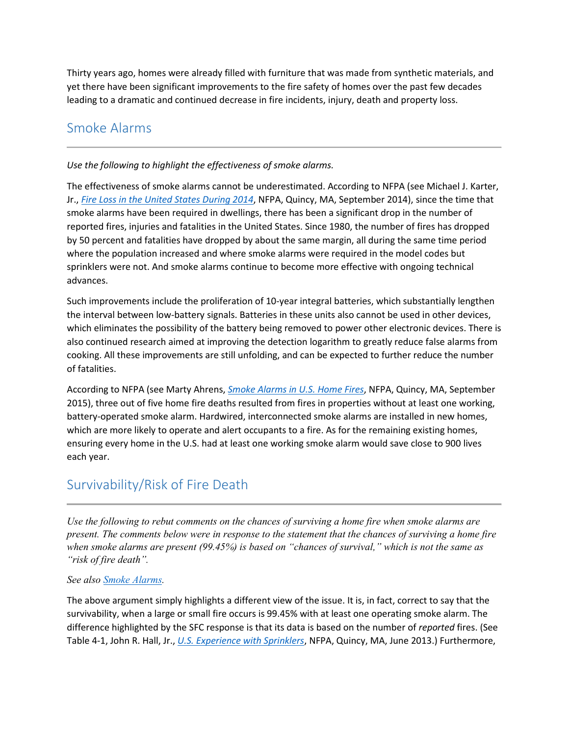Thirty years ago, homes were already filled with furniture that was made from synthetic materials, and yet there have been significant improvements to the fire safety of homes over the past few decades leading to a dramatic and continued decrease in fire incidents, injury, death and property loss.

## Smoke Alarms

*Use the following to highlight the effectiveness of smoke alarms.*

The effectiveness of smoke alarms cannot be underestimated. According to NFPA (see Michael J. Karter, Jr., *Fire Loss in the United States During 2014*, NFPA, Quincy, MA, September 2014), since the time that smoke alarms have been required in dwellings, there has been a significant drop in the number of reported fires, injuries and fatalities in the United States. Since 1980, the number of fires has dropped by 50 percent and fatalities have dropped by about the same margin, all during the same time period where the population increased and where smoke alarms were required in the model codes but sprinklers were not. And smoke alarms continue to become more effective with ongoing technical advances.

Such improvements include the proliferation of 10-year integral batteries, which substantially lengthen the interval between low-battery signals. Batteries in these units also cannot be used in other devices, which eliminates the possibility of the battery being removed to power other electronic devices. There is also continued research aimed at improving the detection logarithm to greatly reduce false alarms from cooking. All these improvements are still unfolding, and can be expected to further reduce the number of fatalities.

According to NFPA (see Marty Ahrens, *Smoke Alarms in U.S. Home Fires*, NFPA, Quincy, MA, September 2015), three out of five home fire deaths resulted from fires in properties without at least one working, battery-operated smoke alarm. Hardwired, interconnected smoke alarms are installed in new homes, which are more likely to operate and alert occupants to a fire. As for the remaining existing homes, ensuring every home in the U.S. had at least one working smoke alarm would save close to 900 lives each year.

## Survivability/Risk of Fire Death

*Use the following to rebut comments on the chances of surviving a home fire when smoke alarms are present. The comments below were in response to the statement that the chances of surviving a home fire when smoke alarms are present (99.45%) is based on "chances of survival," which is not the same as "risk of fire death".*

*See also Smoke Alarms.*

The above argument simply highlights a different view of the issue. It is, in fact, correct to say that the survivability, when a large or small fire occurs is 99.45% with at least one operating smoke alarm. The difference highlighted by the SFC response is that its data is based on the number of *reported* fires. (See Table 4-1, John R. Hall, Jr., *U.S. Experience with Sprinklers*, NFPA, Quincy, MA, June 2013.) Furthermore,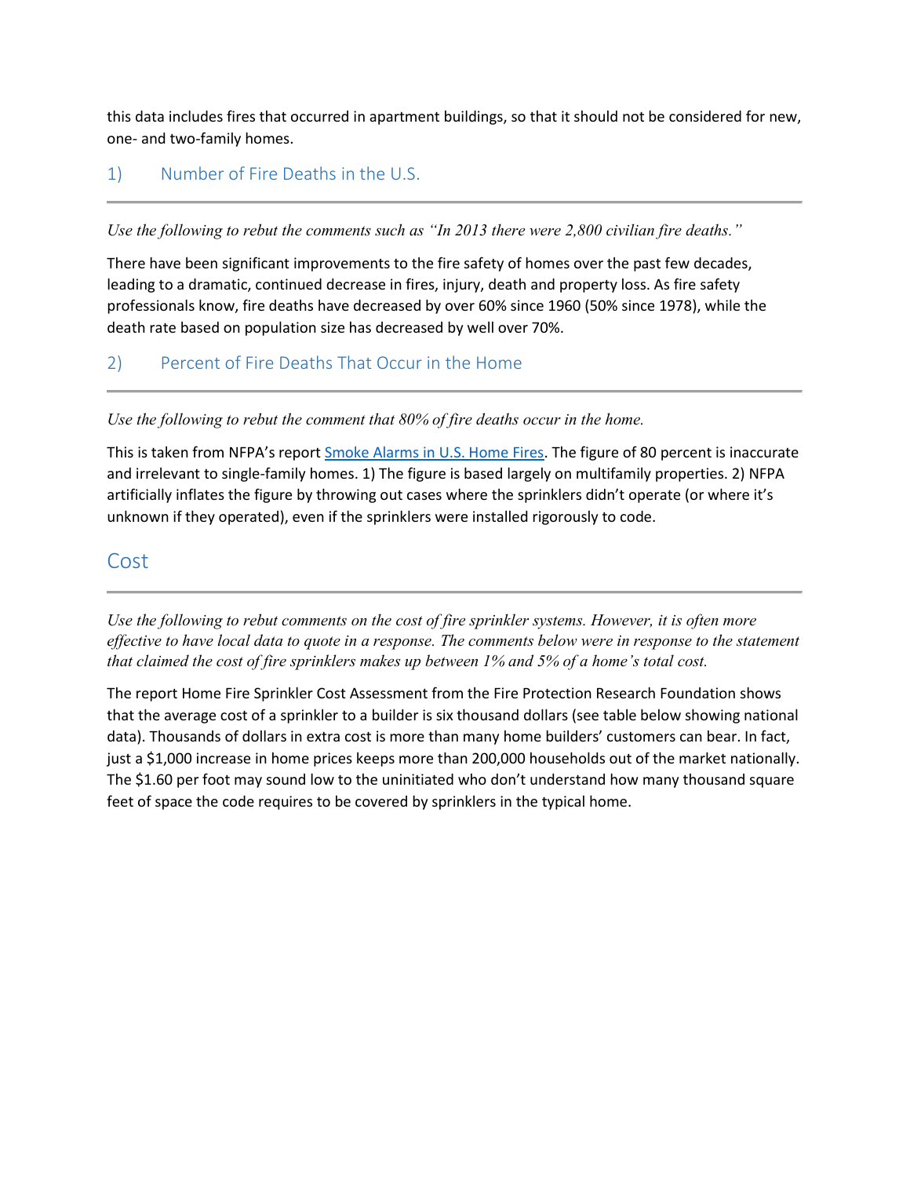this data includes fires that occurred in apartment buildings, so that it should not be considered for new, one- and two-family homes.

## 1) Number of Fire Deaths in the U.S.

*Use the following to rebut the comments such as "In 2013 there were 2,800 civilian fire deaths."*

There have been significant improvements to the fire safety of homes over the past few decades, leading to a dramatic, continued decrease in fires, injury, death and property loss. As fire safety professionals know, fire deaths have decreased by over 60% since 1960 (50% since 1978), while the death rate based on population size has decreased by well over 70%.

## 2) Percent of Fire Deaths That Occur in the Home

*Use the following to rebut the comment that 80% of fire deaths occur in the home.*

This is taken from NFPA's report Smoke Alarms in U.S. Home Fires. The figure of 80 percent is inaccurate and irrelevant to single-family homes. 1) The figure is based largely on multifamily properties. 2) NFPA artificially inflates the figure by throwing out cases where the sprinklers didn't operate (or where it's unknown if they operated), even if the sprinklers were installed rigorously to code.

# Cost

*Use the following to rebut comments on the cost of fire sprinkler systems. However, it is often more effective to have local data to quote in a response. The comments below were in response to the statement that claimed the cost of fire sprinklers makes up between 1% and 5% of a home's total cost.*

The report Home Fire Sprinkler Cost Assessment from the Fire Protection Research Foundation shows that the average cost of a sprinkler to a builder is six thousand dollars (see table below showing national data). Thousands of dollars in extra cost is more than many home builders' customers can bear. In fact, just a $1,000 increase in home prices keeps more than 200,000 households out of the market nationally. The $1.60 per foot may sound low to the uninitiated who don't understand how many thousand square feet of space the code requires to be covered by sprinklers in the typical home.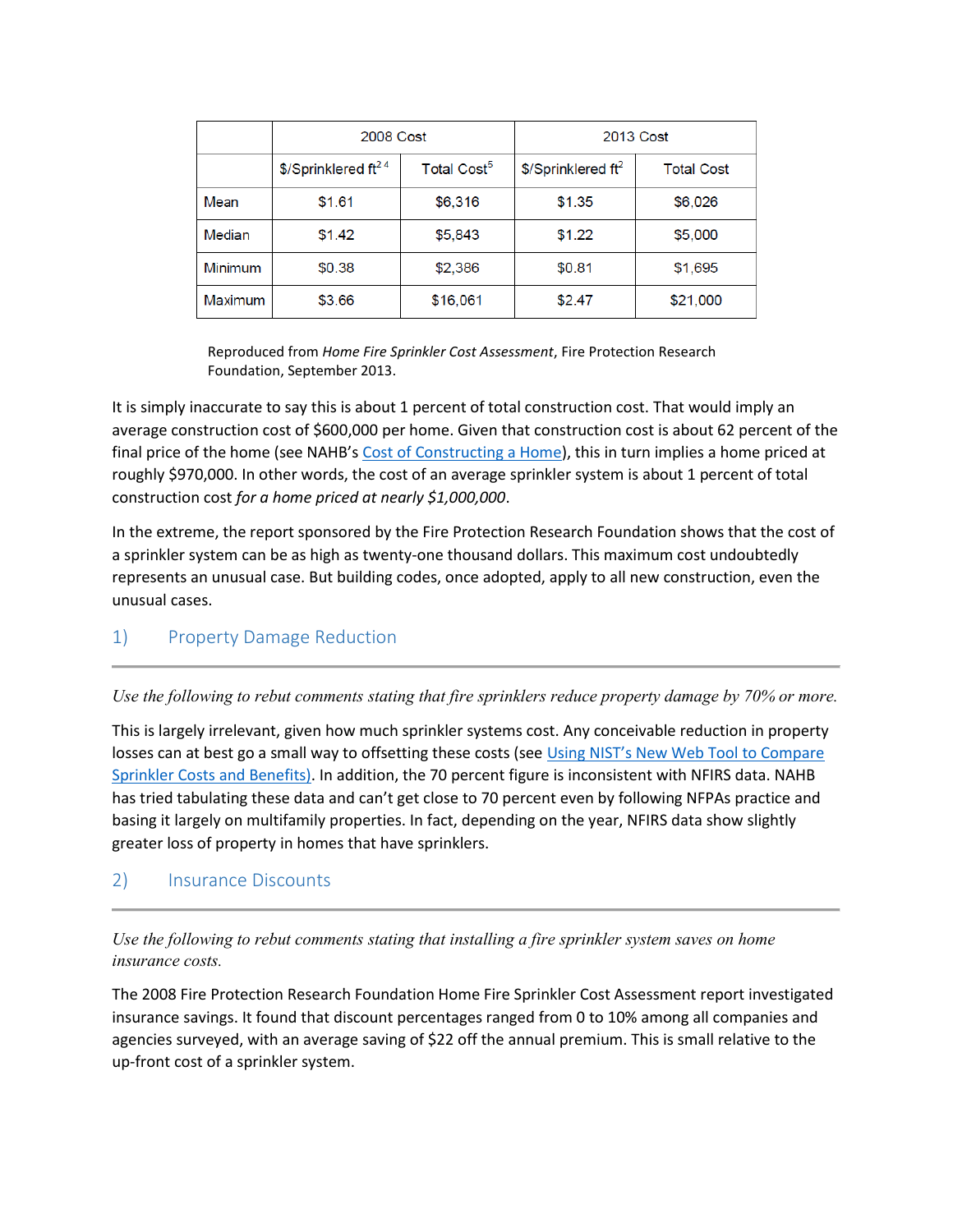| | 2008 Cost | | 2013 Cost | |
|---|---|---|---|---|
| | \$/Sprinklered ft$^{2}$ [4] | Total Cost[5] | \$/Sprinklered ft$^{2}$ | Total Cost |
| Mean | \$1.61 | \$6,316 | \$1.35 | \$6,026 |
| Median | \$1.42 | \$5,843 | \$1.22 | \$5,000 |
| Minimum | \$0.38 | \$2,386 | \$0.81 | \$1,695 |
| Maximum | \$3.66 | \$16,061 | \$2.47 | \$21,000 |

Reproduced from *Home Fire Sprinkler Cost Assessment*, Fire Protection Research Foundation, September 2013.

It is simply inaccurate to say this is about 1 percent of total construction cost. That would imply an average construction cost of \$600,000 per home. Given that construction cost is about 62 percent of the final price of the home (see NAHB's Cost of Constructing a Home), this in turn implies a home priced at roughly \$970,000. In other words, the cost of an average sprinkler system is about 1 percent of total construction cost *for a home priced at nearly \$1,000,000*.

In the extreme, the report sponsored by the Fire Protection Research Foundation shows that the cost of a sprinkler system can be as high as twenty-one thousand dollars. This maximum cost undoubtedly represents an unusual case. But building codes, once adopted, apply to all new construction, even the unusual cases.

## 1) Property Damage Reduction

*Use the following to rebut comments stating that fire sprinklers reduce property damage by 70% or more.*

This is largely irrelevant, given how much sprinkler systems cost. Any conceivable reduction in property losses can at best go a small way to offsetting these costs (see Using NIST's New Web Tool to Compare Sprinkler Costs and Benefits). In addition, the 70 percent figure is inconsistent with NFIRS data. NAHB has tried tabulating these data and can't get close to 70 percent even by following NFPAs practice and basing it largely on multifamily properties. In fact, depending on the year, NFIRS data show slightly greater loss of property in homes that have sprinklers.

## 2) Insurance Discounts

*Use the following to rebut comments stating that installing a fire sprinkler system saves on home insurance costs.*

The 2008 Fire Protection Research Foundation Home Fire Sprinkler Cost Assessment report investigated insurance savings. It found that discount percentages ranged from 0 to 10% among all companies and agencies surveyed, with an average saving of \$22 off the annual premium. This is small relative to the up-front cost of a sprinkler system.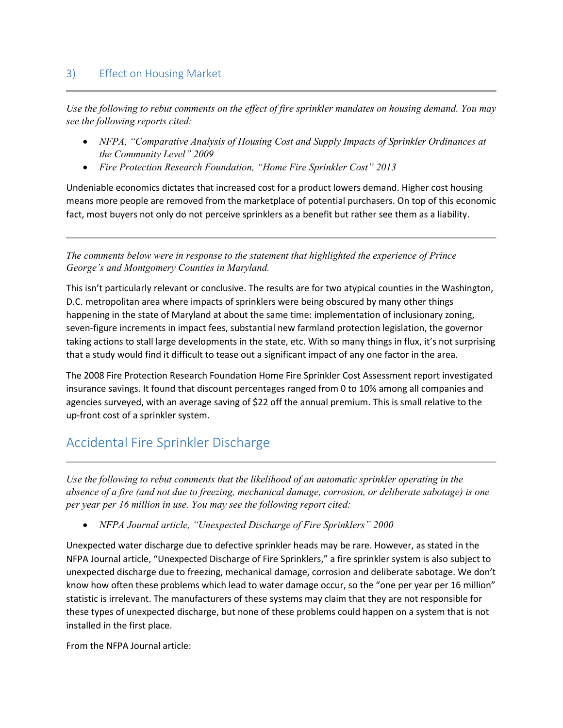### 3) Effect on Housing Market

*Use the following to rebut comments on the effect of fire sprinkler mandates on housing demand. You may see the following reports cited:*

- *NFPA, "Comparative Analysis of Housing Cost and Supply Impacts of Sprinkler Ordinances at the Community Level" 2009*
- *Fire Protection Research Foundation, "Home Fire Sprinkler Cost" 2013*

Undeniable economics dictates that increased cost for a product lowers demand. Higher cost housing means more people are removed from the marketplace of potential purchasers. On top of this economic fact, most buyers not only do not perceive sprinklers as a benefit but rather see them as a liability.

---

*The comments below were in response to the statement that highlighted the experience of Prince George's and Montgomery Counties in Maryland.*

This isn't particularly relevant or conclusive. The results are for two atypical counties in the Washington, D.C. metropolitan area where impacts of sprinklers were being obscured by many other things happening in the state of Maryland at about the same time: implementation of inclusionary zoning, seven-figure increments in impact fees, substantial new farmland protection legislation, the governor taking actions to stall large developments in the state, etc. With so many things in flux, it's not surprising that a study would find it difficult to tease out a significant impact of any one factor in the area.

The 2008 Fire Protection Research Foundation Home Fire Sprinkler Cost Assessment report investigated insurance savings. It found that discount percentages ranged from 0 to 10% among all companies and agencies surveyed, with an average saving of $22 off the annual premium. This is small relative to the up-front cost of a sprinkler system.

## Accidental Fire Sprinkler Discharge

*Use the following to rebut comments that the likelihood of an automatic sprinkler operating in the absence of a fire (and not due to freezing, mechanical damage, corrosion, or deliberate sabotage) is one per year per 16 million in use. You may see the following report cited:*

- *NFPA Journal article, "Unexpected Discharge of Fire Sprinklers" 2000*

Unexpected water discharge due to defective sprinkler heads may be rare. However, as stated in the NFPA Journal article, "Unexpected Discharge of Fire Sprinklers," a fire sprinkler system is also subject to unexpected discharge due to freezing, mechanical damage, corrosion and deliberate sabotage. We don't know how often these problems which lead to water damage occur, so the "one per year per 16 million" statistic is irrelevant. The manufacturers of these systems may claim that they are not responsible for these types of unexpected discharge, but none of these problems could happen on a system that is not installed in the first place.

From the NFPA Journal article: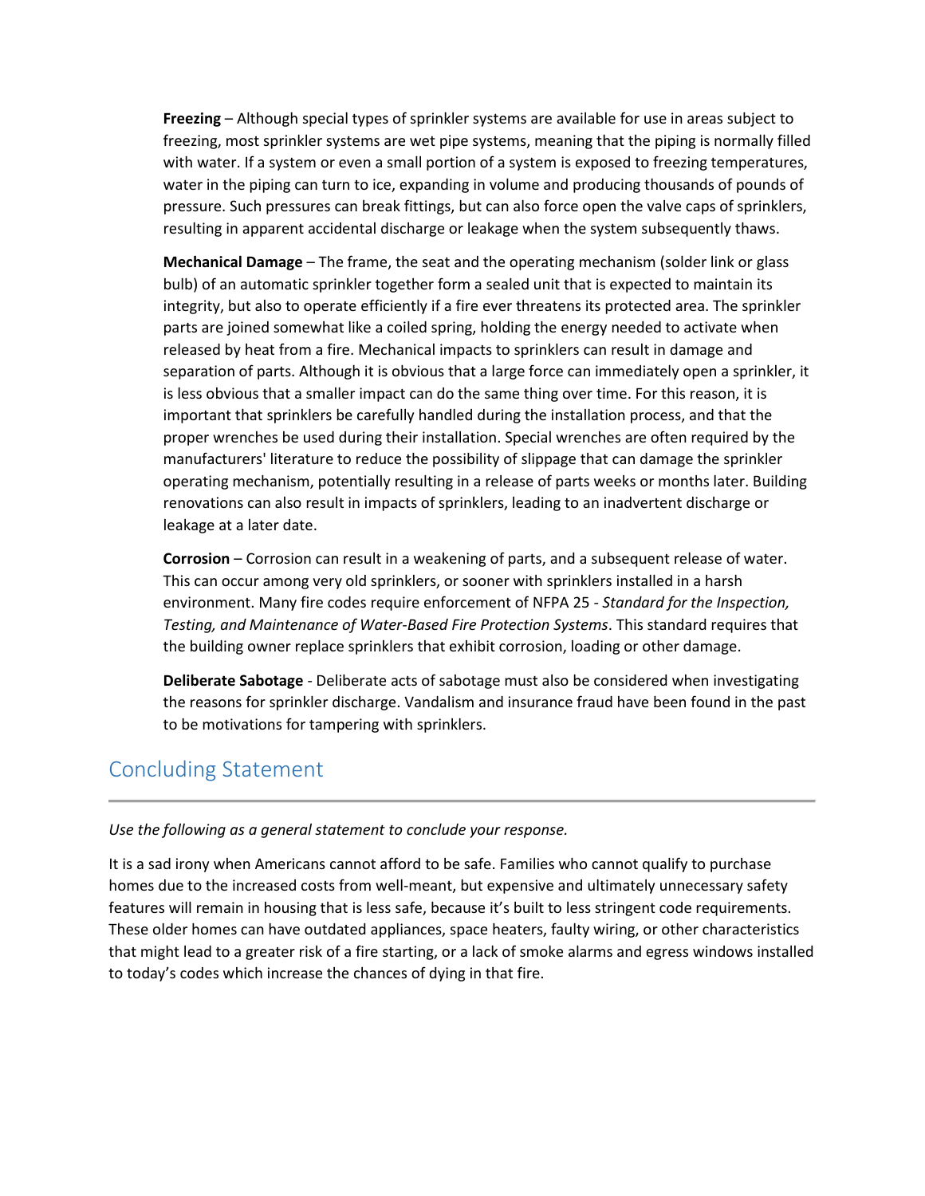**Freezing** – Although special types of sprinkler systems are available for use in areas subject to freezing, most sprinkler systems are wet pipe systems, meaning that the piping is normally filled with water. If a system or even a small portion of a system is exposed to freezing temperatures, water in the piping can turn to ice, expanding in volume and producing thousands of pounds of pressure. Such pressures can break fittings, but can also force open the valve caps of sprinklers, resulting in apparent accidental discharge or leakage when the system subsequently thaws.

**Mechanical Damage** – The frame, the seat and the operating mechanism (solder link or glass bulb) of an automatic sprinkler together form a sealed unit that is expected to maintain its integrity, but also to operate efficiently if a fire ever threatens its protected area. The sprinkler parts are joined somewhat like a coiled spring, holding the energy needed to activate when released by heat from a fire. Mechanical impacts to sprinklers can result in damage and separation of parts. Although it is obvious that a large force can immediately open a sprinkler, it is less obvious that a smaller impact can do the same thing over time. For this reason, it is important that sprinklers be carefully handled during the installation process, and that the proper wrenches be used during their installation. Special wrenches are often required by the manufacturers' literature to reduce the possibility of slippage that can damage the sprinkler operating mechanism, potentially resulting in a release of parts weeks or months later. Building renovations can also result in impacts of sprinklers, leading to an inadvertent discharge or leakage at a later date.

**Corrosion** – Corrosion can result in a weakening of parts, and a subsequent release of water. This can occur among very old sprinklers, or sooner with sprinklers installed in a harsh environment. Many fire codes require enforcement of NFPA 25 - *Standard for the Inspection, Testing, and Maintenance of Water-Based Fire Protection Systems*. This standard requires that the building owner replace sprinklers that exhibit corrosion, loading or other damage.

**Deliberate Sabotage** - Deliberate acts of sabotage must also be considered when investigating the reasons for sprinkler discharge. Vandalism and insurance fraud have been found in the past to be motivations for tampering with sprinklers.

## Concluding Statement

*Use the following as a general statement to conclude your response.*

It is a sad irony when Americans cannot afford to be safe. Families who cannot qualify to purchase homes due to the increased costs from well-meant, but expensive and ultimately unnecessary safety features will remain in housing that is less safe, because it's built to less stringent code requirements. These older homes can have outdated appliances, space heaters, faulty wiring, or other characteristics that might lead to a greater risk of a fire starting, or a lack of smoke alarms and egress windows installed to today's codes which increase the chances of dying in that fire.